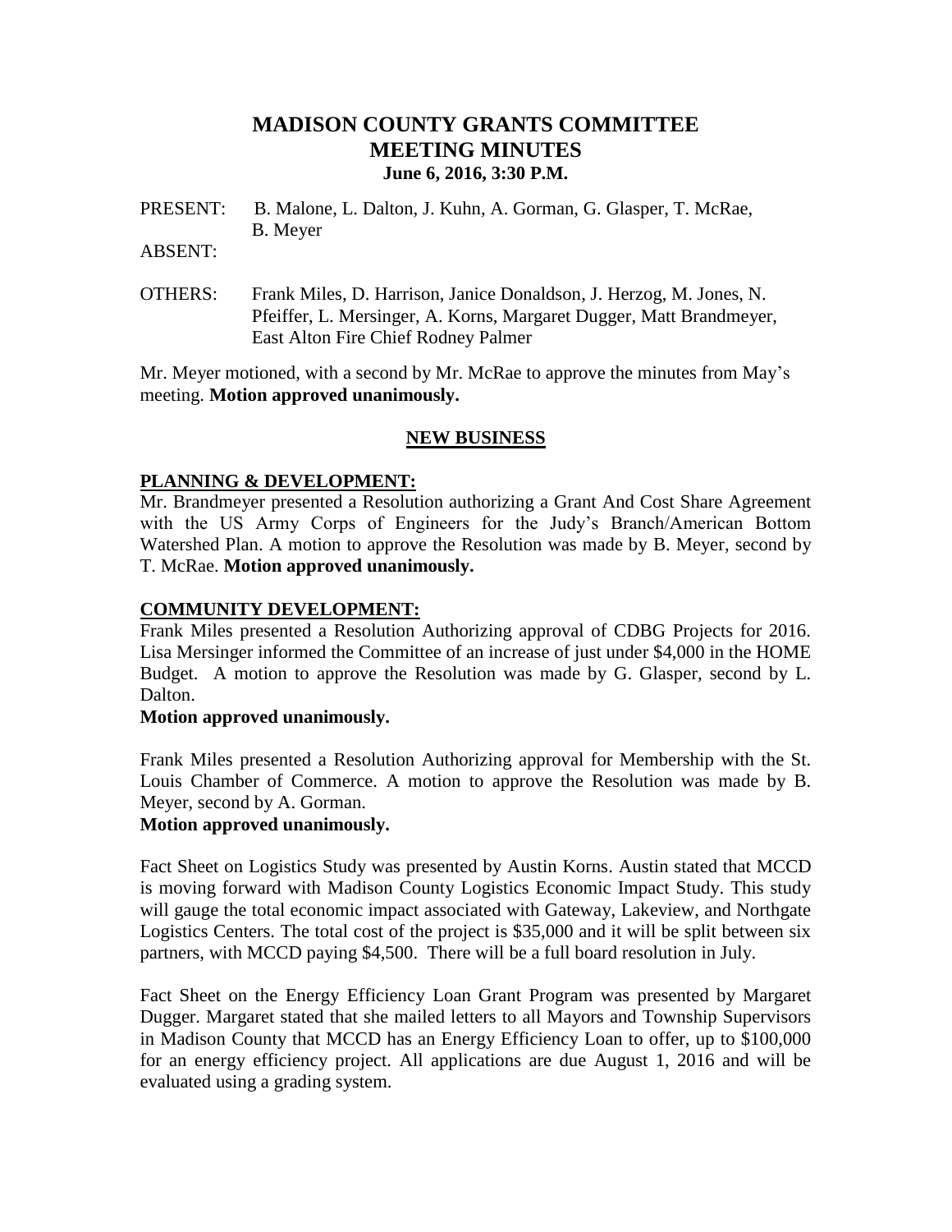# MADISON COUNTY GRANTS COMMITTEE
# MEETING MINUTES
### June 6, 2016, 3:30 P.M.

PRESENT: B. Malone, L. Dalton, J. Kuhn, A. Gorman, G. Glasper, T. McRae, B. Meyer

ABSENT:

OTHERS: Frank Miles, D. Harrison, Janice Donaldson, J. Herzog, M. Jones, N. Pfeiffer, L. Mersinger, A. Korns, Margaret Dugger, Matt Brandmeyer, East Alton Fire Chief Rodney Palmer

Mr. Meyer motioned, with a second by Mr. McRae to approve the minutes from May's meeting. **Motion approved unanimously.**

## NEW BUSINESS

### PLANNING & DEVELOPMENT:

Mr. Brandmeyer presented a Resolution authorizing a Grant And Cost Share Agreement with the US Army Corps of Engineers for the Judy's Branch/American Bottom Watershed Plan. A motion to approve the Resolution was made by B. Meyer, second by T. McRae. **Motion approved unanimously.**

### COMMUNITY DEVELOPMENT:

Frank Miles presented a Resolution Authorizing approval of CDBG Projects for 2016. Lisa Mersinger informed the Committee of an increase of just under $4,000 in the HOME Budget. A motion to approve the Resolution was made by G. Glasper, second by L. Dalton.

**Motion approved unanimously.**

Frank Miles presented a Resolution Authorizing approval for Membership with the St. Louis Chamber of Commerce. A motion to approve the Resolution was made by B. Meyer, second by A. Gorman.

**Motion approved unanimously.**

Fact Sheet on Logistics Study was presented by Austin Korns. Austin stated that MCCD is moving forward with Madison County Logistics Economic Impact Study. This study will gauge the total economic impact associated with Gateway, Lakeview, and Northgate Logistics Centers. The total cost of the project is $35,000 and it will be split between six partners, with MCCD paying $4,500. There will be a full board resolution in July.

Fact Sheet on the Energy Efficiency Loan Grant Program was presented by Margaret Dugger. Margaret stated that she mailed letters to all Mayors and Township Supervisors in Madison County that MCCD has an Energy Efficiency Loan to offer, up to $100,000 for an energy efficiency project. All applications are due August 1, 2016 and will be evaluated using a grading system.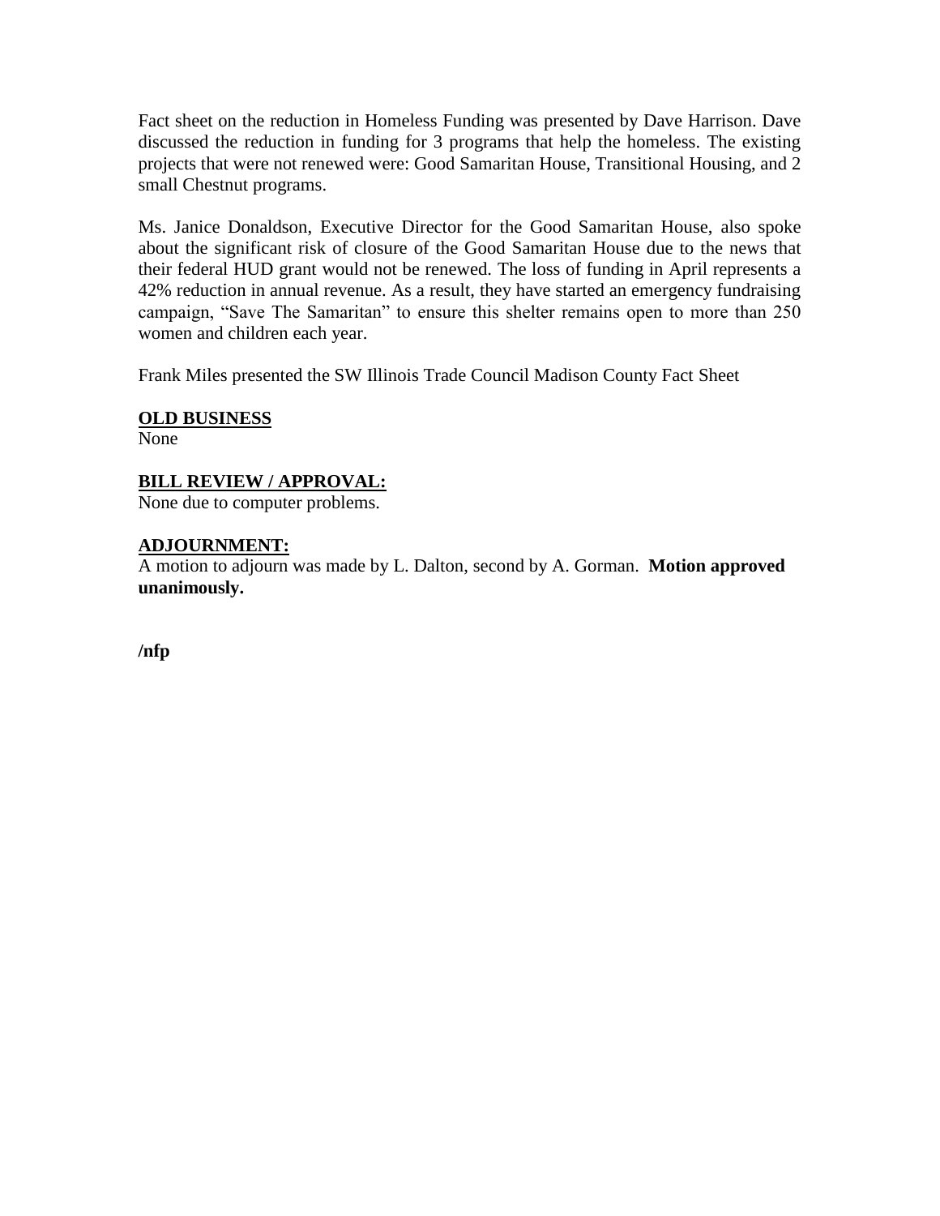Fact sheet on the reduction in Homeless Funding was presented by Dave Harrison. Dave discussed the reduction in funding for 3 programs that help the homeless. The existing projects that were not renewed were: Good Samaritan House, Transitional Housing, and 2 small Chestnut programs.

Ms. Janice Donaldson, Executive Director for the Good Samaritan House, also spoke about the significant risk of closure of the Good Samaritan House due to the news that their federal HUD grant would not be renewed. The loss of funding in April represents a 42% reduction in annual revenue. As a result, they have started an emergency fundraising campaign, "Save The Samaritan" to ensure this shelter remains open to more than 250 women and children each year.

Frank Miles presented the SW Illinois Trade Council Madison County Fact Sheet

**OLD BUSINESS**
None

**BILL REVIEW / APPROVAL:**
None due to computer problems.

**ADJOURNMENT:**
A motion to adjourn was made by L. Dalton, second by A. Gorman. **Motion approved unanimously.**

**/nfp**